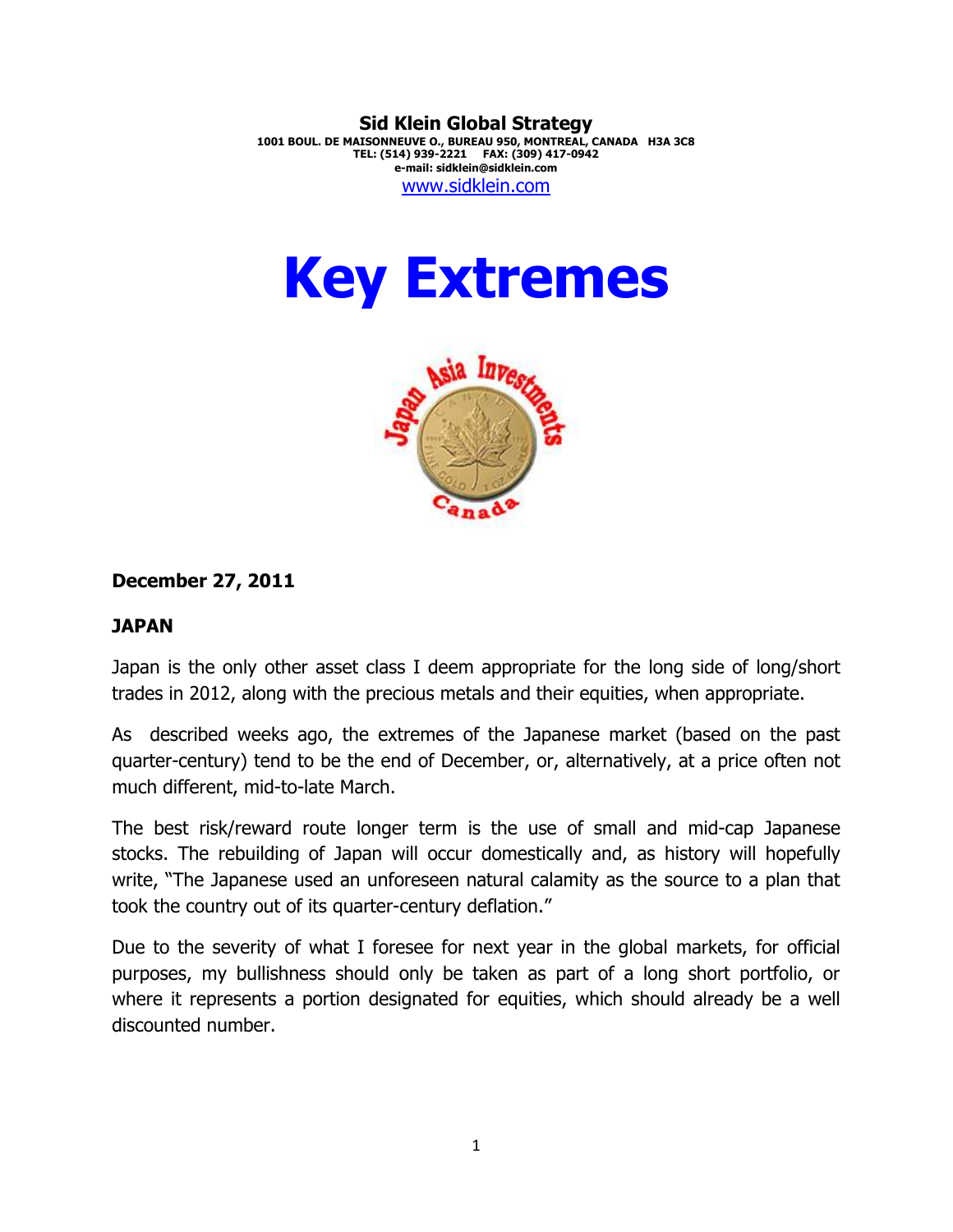**Sid Klein Global Strategy**
**1001 BOUL. DE MAISONNEUVE O., BUREAU 950, MONTREAL, CANADA H3A 3C8**
**TEL: (514) 939-2221 FAX: (309) 417-0942**
**e-mail: sidklein@sidklein.com**
www.sidklein.com

# Key Extremes

**December 27, 2011**

## JAPAN

Japan is the only other asset class I deem appropriate for the long side of long/short trades in 2012, along with the precious metals and their equities, when appropriate.

As described weeks ago, the extremes of the Japanese market (based on the past quarter-century) tend to be the end of December, or, alternatively, at a price often not much different, mid-to-late March.

The best risk/reward route longer term is the use of small and mid-cap Japanese stocks. The rebuilding of Japan will occur domestically and, as history will hopefully write, "The Japanese used an unforeseen natural calamity as the source to a plan that took the country out of its quarter-century deflation."

Due to the severity of what I foresee for next year in the global markets, for official purposes, my bullishness should only be taken as part of a long short portfolio, or where it represents a portion designated for equities, which should already be a well discounted number.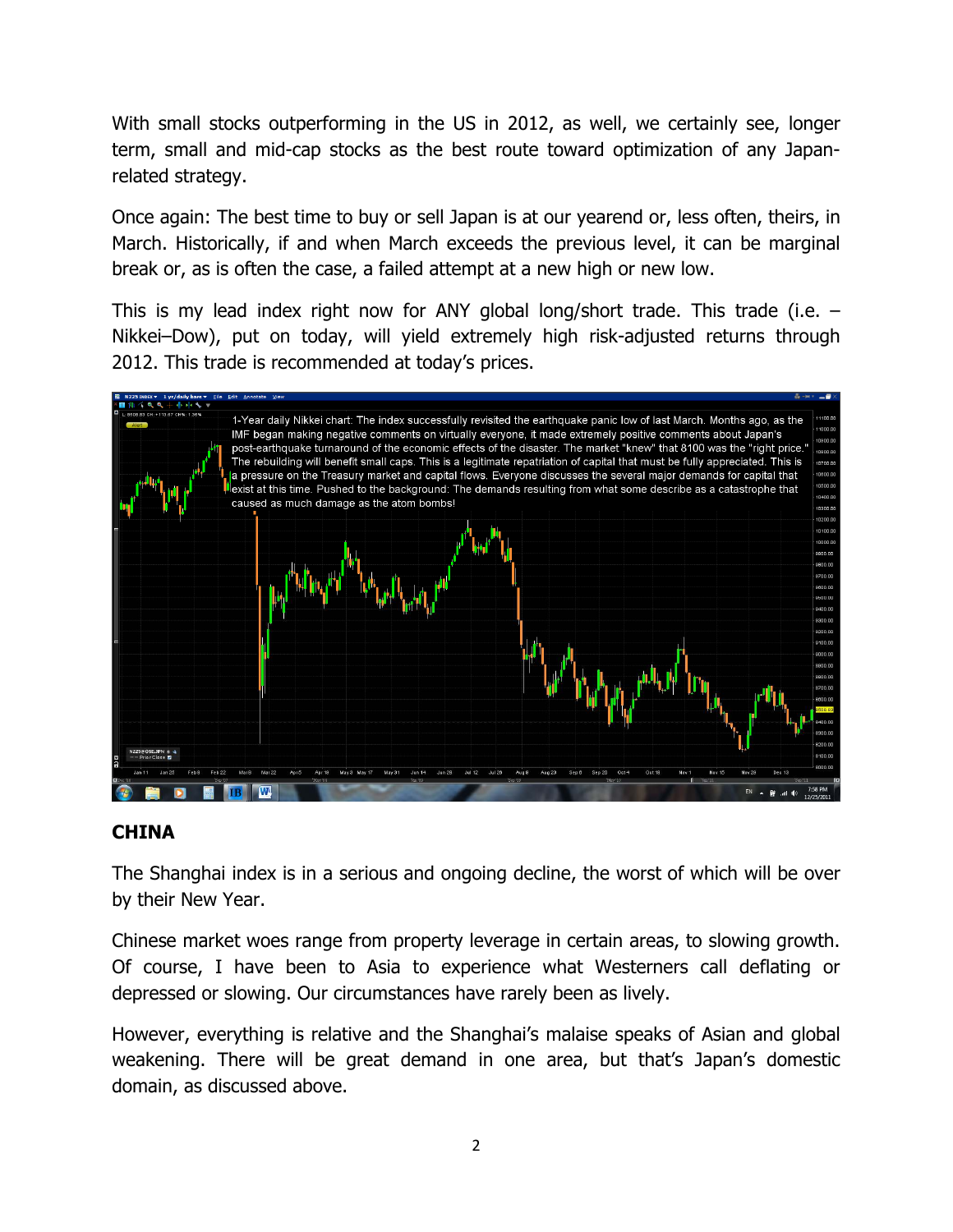With small stocks outperforming in the US in 2012, as well, we certainly see, longer term, small and mid-cap stocks as the best route toward optimization of any Japan-related strategy.

Once again: The best time to buy or sell Japan is at our yearend or, less often, theirs, in March. Historically, if and when March exceeds the previous level, it can be marginal break or, as is often the case, a failed attempt at a new high or new low.

This is my lead index right now for ANY global long/short trade. This trade (i.e. – Nikkei–Dow), put on today, will yield extremely high risk-adjusted returns through 2012. This trade is recommended at today's prices.

1-Year daily Nikkei chart: The index successfully revisited the earthquake panic low of last March. Months ago, as the IMF began making negative comments on virtually everyone, it made extremely positive comments about Japan's post-earthquake turnaround of the economic effects of the disaster. The market "knew" that 8100 was the "right price." The rebuilding will benefit small caps. This is a legitimate repatriation of capital that must be fully appreciated. This is a pressure on the Treasury market and capital flows. Everyone discusses the several major demands for capital that exist at this time. Pushed to the background: The demands resulting from what some describe as a catastrophe that caused as much damage as the atom bombs!

## CHINA

The Shanghai index is in a serious and ongoing decline, the worst of which will be over by their New Year.

Chinese market woes range from property leverage in certain areas, to slowing growth. Of course, I have been to Asia to experience what Westerners call deflating or depressed or slowing. Our circumstances have rarely been as lively.

However, everything is relative and the Shanghai's malaise speaks of Asian and global weakening. There will be great demand in one area, but that's Japan's domestic domain, as discussed above.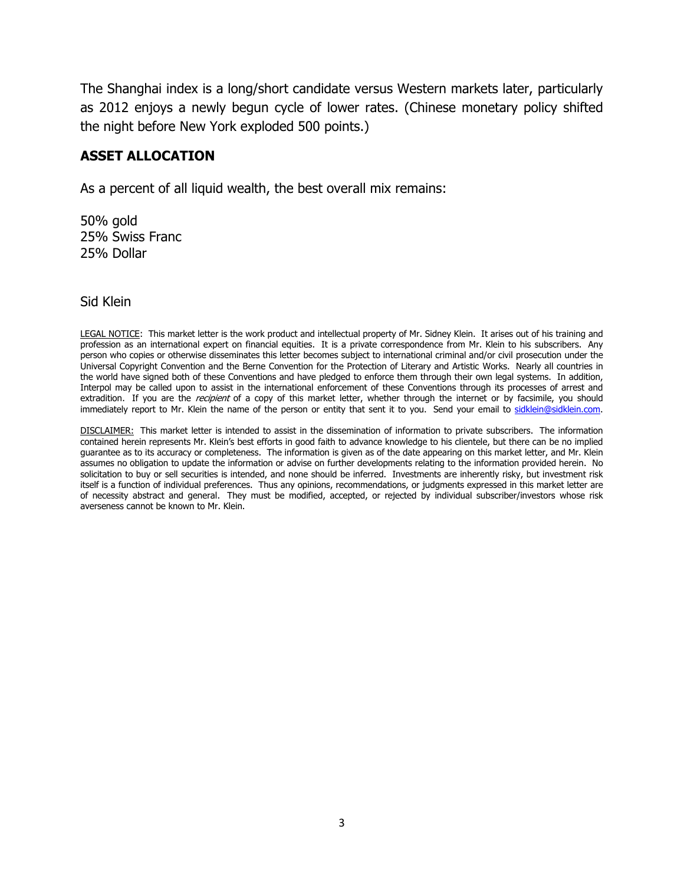The Shanghai index is a long/short candidate versus Western markets later, particularly as 2012 enjoys a newly begun cycle of lower rates. (Chinese monetary policy shifted the night before New York exploded 500 points.)

## ASSET ALLOCATION

As a percent of all liquid wealth, the best overall mix remains:

50% gold  
25% Swiss Franc  
25% Dollar

Sid Klein

LEGAL NOTICE: This market letter is the work product and intellectual property of Mr. Sidney Klein. It arises out of his training and profession as an international expert on financial equities. It is a private correspondence from Mr. Klein to his subscribers. Any person who copies or otherwise disseminates this letter becomes subject to international criminal and/or civil prosecution under the Universal Copyright Convention and the Berne Convention for the Protection of Literary and Artistic Works. Nearly all countries in the world have signed both of these Conventions and have pledged to enforce them through their own legal systems. In addition, Interpol may be called upon to assist in the international enforcement of these Conventions through its processes of arrest and extradition. If you are the *recipient* of a copy of this market letter, whether through the internet or by facsimile, you should immediately report to Mr. Klein the name of the person or entity that sent it to you. Send your email to sidklein@sidklein.com.

DISCLAIMER: This market letter is intended to assist in the dissemination of information to private subscribers. The information contained herein represents Mr. Klein's best efforts in good faith to advance knowledge to his clientele, but there can be no implied guarantee as to its accuracy or completeness. The information is given as of the date appearing on this market letter, and Mr. Klein assumes no obligation to update the information or advise on further developments relating to the information provided herein. No solicitation to buy or sell securities is intended, and none should be inferred. Investments are inherently risky, but investment risk itself is a function of individual preferences. Thus any opinions, recommendations, or judgments expressed in this market letter are of necessity abstract and general. They must be modified, accepted, or rejected by individual subscriber/investors whose risk averseness cannot be known to Mr. Klein.